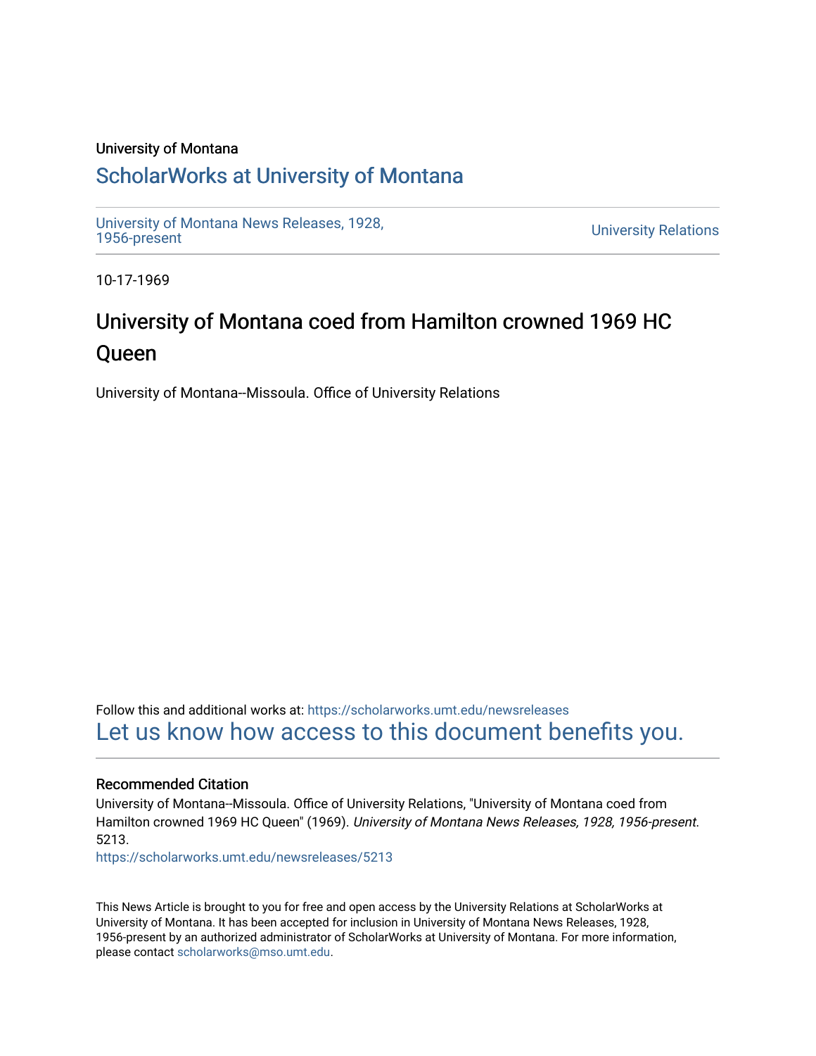University of Montana

# ScholarWorks at University of Montana

University of Montana News Releases, 1928, 1956-present

University Relations

10-17-1969

## University of Montana coed from Hamilton crowned 1969 HC Queen

University of Montana--Missoula. Office of University Relations

Follow this and additional works at: https://scholarworks.umt.edu/newsreleases

Let us know how access to this document benefits you.

### Recommended Citation

University of Montana--Missoula. Office of University Relations, "University of Montana coed from Hamilton crowned 1969 HC Queen" (1969). *University of Montana News Releases, 1928, 1956-present*. 5213.

https://scholarworks.umt.edu/newsreleases/5213

This News Article is brought to you for free and open access by the University Relations at ScholarWorks at University of Montana. It has been accepted for inclusion in University of Montana News Releases, 1928, 1956-present by an authorized administrator of ScholarWorks at University of Montana. For more information, please contact scholarworks@mso.umt.edu.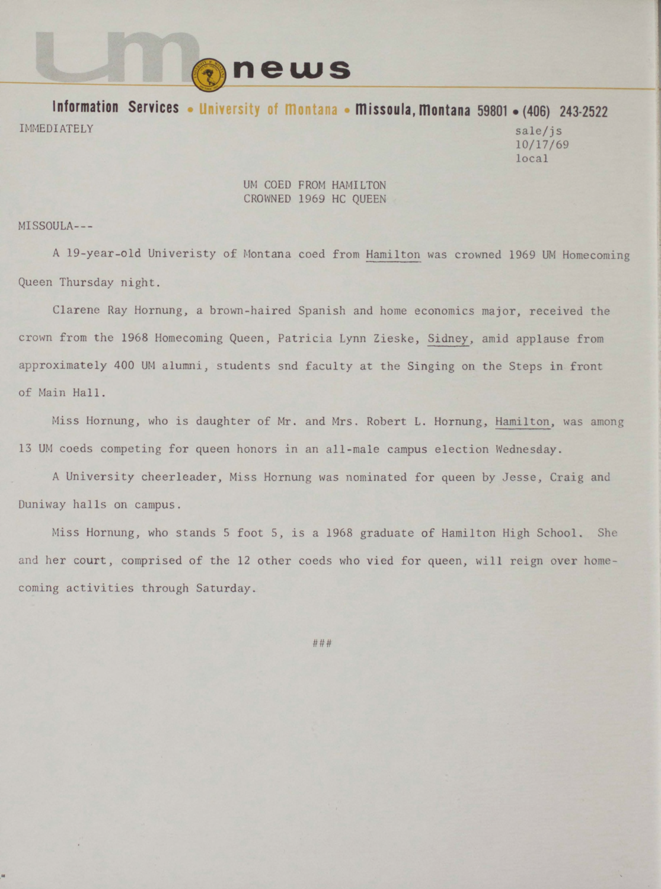**news**

**Information Services • University of Montana • Missoula, Montana 59801 • (406) 243-2522**

IMMEDIATELY

sale/js
10/17/69
local

UM COED FROM HAMILTON
CROWNED 1969 HC QUEEN

MISSOULA---

A 19-year-old Univeristy of Montana coed from Hamilton was crowned 1969 UM Homecoming Queen Thursday night.

Clarene Ray Hornung, a brown-haired Spanish and home economics major, received the crown from the 1968 Homecoming Queen, Patricia Lynn Zieske, Sidney, amid applause from approximately 400 UM alumni, students snd faculty at the Singing on the Steps in front of Main Hall.

Miss Hornung, who is daughter of Mr. and Mrs. Robert L. Hornung, Hamilton, was among 13 UM coeds competing for queen honors in an all-male campus election Wednesday.

A University cheerleader, Miss Hornung was nominated for queen by Jesse, Craig and Duniway halls on campus.

Miss Hornung, who stands 5 foot 5, is a 1968 graduate of Hamilton High School. She and her court, comprised of the 12 other coeds who vied for queen, will reign over homecoming activities through Saturday.

###